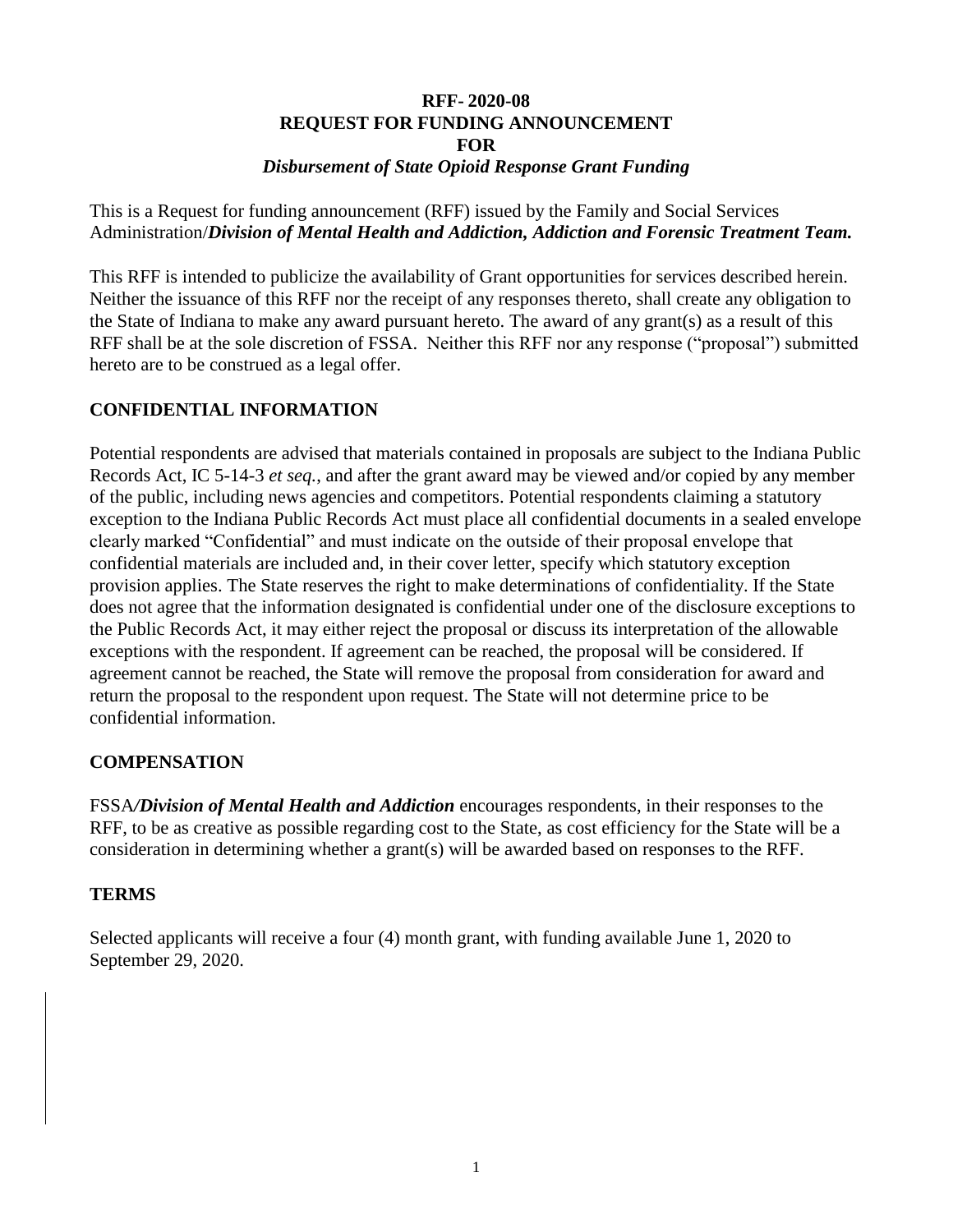# RFF- 2020-08
# REQUEST FOR FUNDING ANNOUNCEMENT
# FOR
# *Disbursement of State Opioid Response Grant Funding*

This is a Request for funding announcement (RFF) issued by the Family and Social Services Administration/***Division of Mental Health and Addiction, Addiction and Forensic Treatment Team.***

This RFF is intended to publicize the availability of Grant opportunities for services described herein. Neither the issuance of this RFF nor the receipt of any responses thereto, shall create any obligation to the State of Indiana to make any award pursuant hereto. The award of any grant(s) as a result of this RFF shall be at the sole discretion of FSSA. Neither this RFF nor any response ("proposal") submitted hereto are to be construed as a legal offer.

## CONFIDENTIAL INFORMATION

Potential respondents are advised that materials contained in proposals are subject to the Indiana Public Records Act, IC 5-14-3 *et seq.*, and after the grant award may be viewed and/or copied by any member of the public, including news agencies and competitors. Potential respondents claiming a statutory exception to the Indiana Public Records Act must place all confidential documents in a sealed envelope clearly marked "Confidential" and must indicate on the outside of their proposal envelope that confidential materials are included and, in their cover letter, specify which statutory exception provision applies. The State reserves the right to make determinations of confidentiality. If the State does not agree that the information designated is confidential under one of the disclosure exceptions to the Public Records Act, it may either reject the proposal or discuss its interpretation of the allowable exceptions with the respondent. If agreement can be reached, the proposal will be considered. If agreement cannot be reached, the State will remove the proposal from consideration for award and return the proposal to the respondent upon request. The State will not determine price to be confidential information.

## COMPENSATION

FSSA***/Division of Mental Health and Addiction*** encourages respondents, in their responses to the RFF, to be as creative as possible regarding cost to the State, as cost efficiency for the State will be a consideration in determining whether a grant(s) will be awarded based on responses to the RFF.

## TERMS

Selected applicants will receive a four (4) month grant, with funding available June 1, 2020 to September 29, 2020.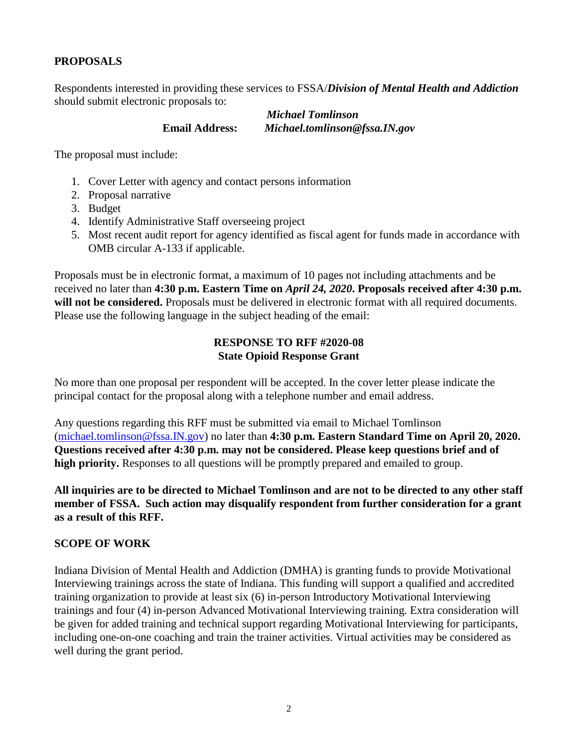## PROPOSALS

Respondents interested in providing these services to FSSA/***Division of Mental Health and Addiction*** should submit electronic proposals to:

***Michael Tomlinson***
**Email Address:** ***Michael.tomlinson@fssa.IN.gov***

The proposal must include:

1. Cover Letter with agency and contact persons information
2. Proposal narrative
3. Budget
4. Identify Administrative Staff overseeing project
5. Most recent audit report for agency identified as fiscal agent for funds made in accordance with OMB circular A-133 if applicable.

Proposals must be in electronic format, a maximum of 10 pages not including attachments and be received no later than **4:30 p.m. Eastern Time on *April 24, 2020*. Proposals received after 4:30 p.m. will not be considered.** Proposals must be delivered in electronic format with all required documents. Please use the following language in the subject heading of the email:

**RESPONSE TO RFF #2020-08**
**State Opioid Response Grant**

No more than one proposal per respondent will be accepted. In the cover letter please indicate the principal contact for the proposal along with a telephone number and email address.

Any questions regarding this RFF must be submitted via email to Michael Tomlinson (michael.tomlinson@fssa.IN.gov) no later than **4:30 p.m. Eastern Standard Time on April 20, 2020. Questions received after 4:30 p.m. may not be considered. Please keep questions brief and of high priority.** Responses to all questions will be promptly prepared and emailed to group.

**All inquiries are to be directed to Michael Tomlinson and are not to be directed to any other staff member of FSSA. Such action may disqualify respondent from further consideration for a grant as a result of this RFF.**

## SCOPE OF WORK

Indiana Division of Mental Health and Addiction (DMHA) is granting funds to provide Motivational Interviewing trainings across the state of Indiana. This funding will support a qualified and accredited training organization to provide at least six (6) in-person Introductory Motivational Interviewing trainings and four (4) in-person Advanced Motivational Interviewing training. Extra consideration will be given for added training and technical support regarding Motivational Interviewing for participants, including one-on-one coaching and train the trainer activities. Virtual activities may be considered as well during the grant period.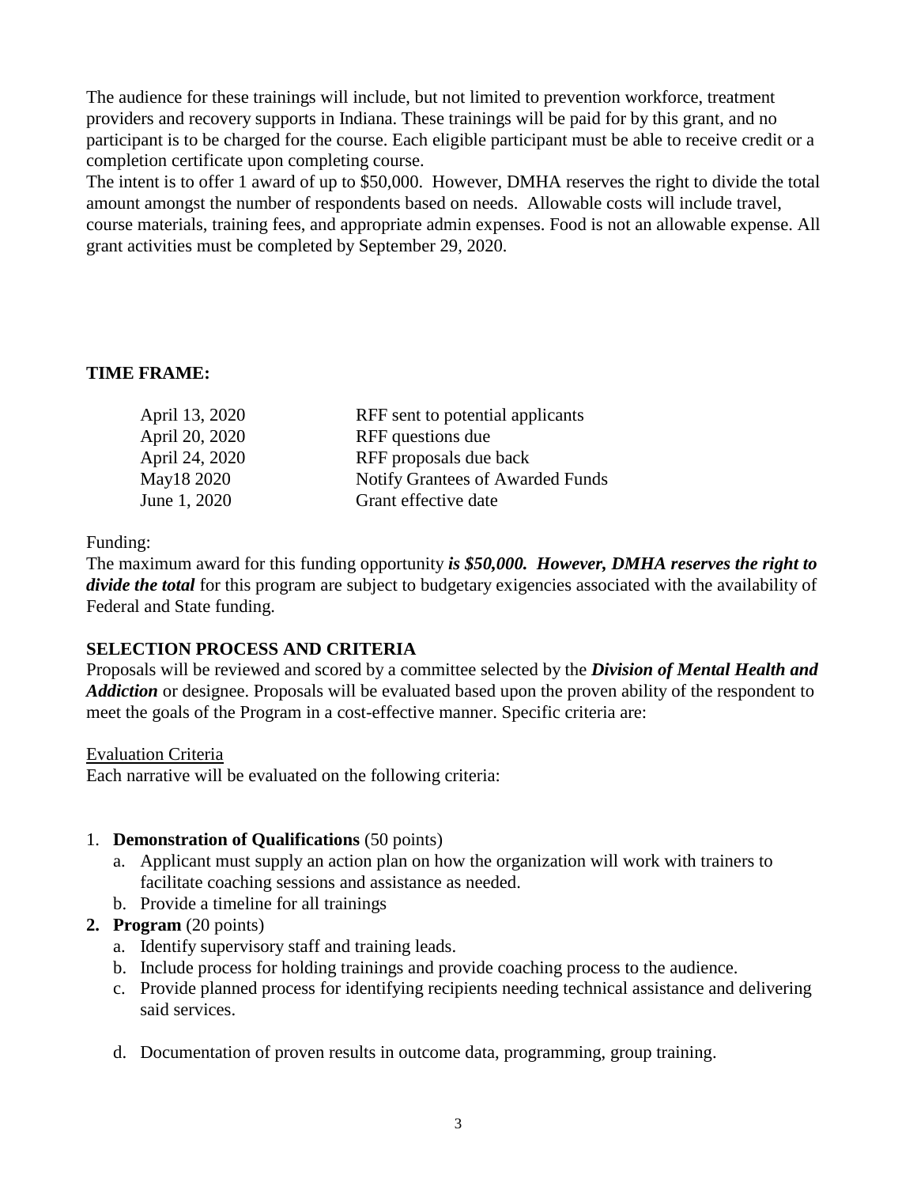The audience for these trainings will include, but not limited to prevention workforce, treatment providers and recovery supports in Indiana. These trainings will be paid for by this grant, and no participant is to be charged for the course. Each eligible participant must be able to receive credit or a completion certificate upon completing course.

The intent is to offer 1 award of up to $50,000. However, DMHA reserves the right to divide the total amount amongst the number of respondents based on needs. Allowable costs will include travel, course materials, training fees, and appropriate admin expenses. Food is not an allowable expense. All grant activities must be completed by September 29, 2020.

**TIME FRAME:**

| | |
|---|---|
| April 13, 2020 | RFF sent to potential applicants |
| April 20, 2020 | RFF questions due |
| April 24, 2020 | RFF proposals due back |
| May18 2020 | Notify Grantees of Awarded Funds |
| June 1, 2020 | Grant effective date |

Funding:

The maximum award for this funding opportunity ***is $50,000. However, DMHA reserves the right to divide the total*** for this program are subject to budgetary exigencies associated with the availability of Federal and State funding.

**SELECTION PROCESS AND CRITERIA**

Proposals will be reviewed and scored by a committee selected by the ***Division of Mental Health and Addiction*** or designee. Proposals will be evaluated based upon the proven ability of the respondent to meet the goals of the Program in a cost-effective manner. Specific criteria are:

Evaluation Criteria

Each narrative will be evaluated on the following criteria:

1. **Demonstration of Qualifications** (50 points)
   a. Applicant must supply an action plan on how the organization will work with trainers to facilitate coaching sessions and assistance as needed.
   b. Provide a timeline for all trainings
2. **Program** (20 points)
   a. Identify supervisory staff and training leads.
   b. Include process for holding trainings and provide coaching process to the audience.
   c. Provide planned process for identifying recipients needing technical assistance and delivering said services.

   d. Documentation of proven results in outcome data, programming, group training.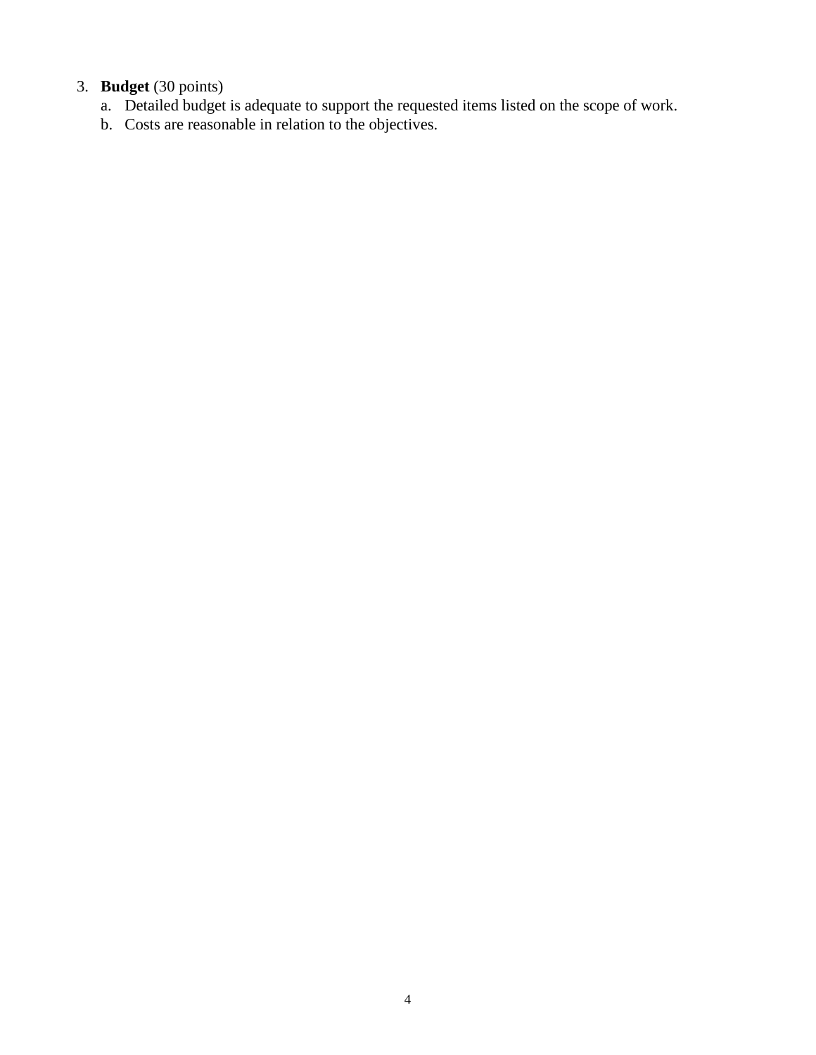3. **Budget** (30 points)
   a. Detailed budget is adequate to support the requested items listed on the scope of work.
   b. Costs are reasonable in relation to the objectives.